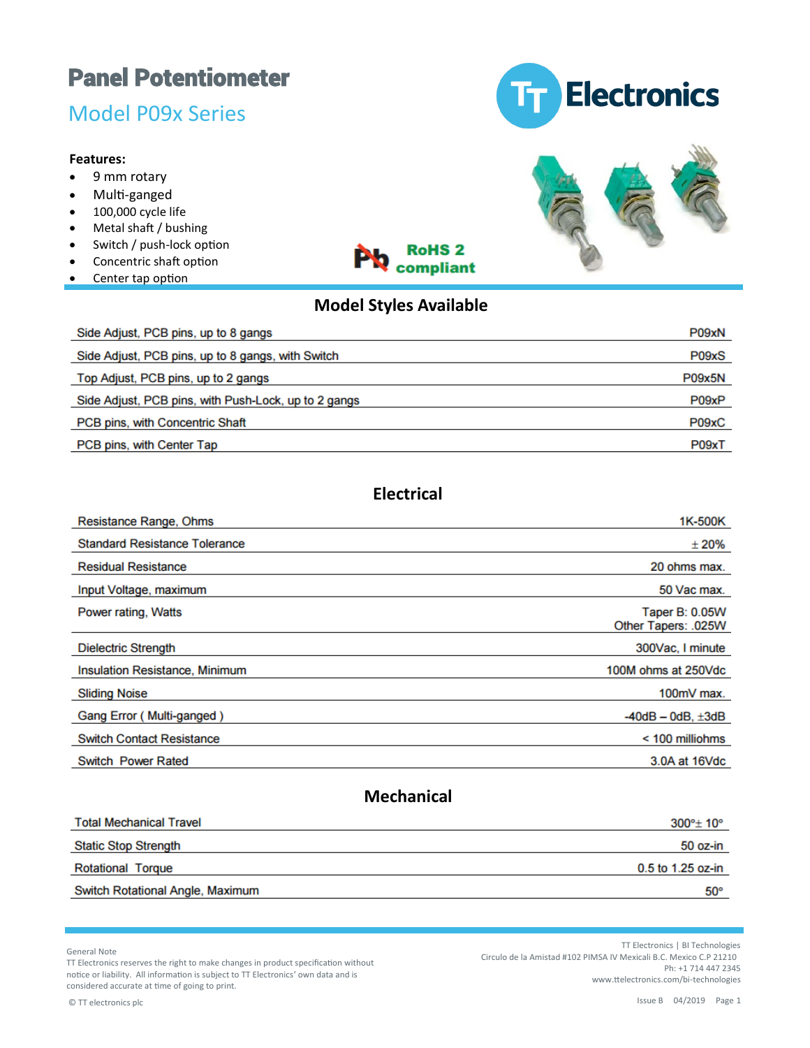# Panel Potentiometer

## Model P09x Series

**Features:**

- 9 mm rotary
- Multi-ganged
- 100,000 cycle life
- Metal shaft / bushing
- Switch / push-lock option
- Concentric shaft option
- Center tap option

RoHS 2 compliant

## Model Styles Available

| | |
|---|---|
| Side Adjust, PCB pins, up to 8 gangs | P09xN |
| Side Adjust, PCB pins, up to 8 gangs, with Switch | P09xS |
| Top Adjust, PCB pins, up to 2 gangs | P09x5N |
| Side Adjust, PCB pins, with Push-Lock, up to 2 gangs | P09xP |
| PCB pins, with Concentric Shaft | P09xC |
| PCB pins, with Center Tap | P09xT |

## Electrical

| | |
|---|---|
| Resistance Range, Ohms | 1K-500K |
| Standard Resistance Tolerance | ± 20% |
| Residual Resistance | 20 ohms max. |
| Input Voltage, maximum | 50 Vac max. |
| Power rating, Watts | Taper B: 0.05W<br>Other Tapers: .025W |
| Dielectric Strength | 300Vac, I minute |
| Insulation Resistance, Minimum | 100M ohms at 250Vdc |
| Sliding Noise | 100mV max. |
| Gang Error ( Multi-ganged ) | -40dB – 0dB, ±3dB |
| Switch Contact Resistance | < 100 milliohms |
| Switch Power Rated | 3.0A at 16Vdc |

## Mechanical

| | |
|---|---|
| Total Mechanical Travel | 300°± 10° |
| Static Stop Strength | 50 oz-in |
| Rotational Torque | 0.5 to 1.25 oz-in |
| Switch Rotational Angle, Maximum | 50° |

General Note
TT Electronics reserves the right to make changes in product specification without notice or liability. All information is subject to TT Electronics' own data and is considered accurate at time of going to print.

© TT electronics plc

TT Electronics | BI Technologies
Circulo de la Amistad #102 PIMSA IV Mexicali B.C. Mexico C.P 21210
Ph: +1 714 447 2345
www.ttelectronics.com/bi-technologies

Issue B 04/2019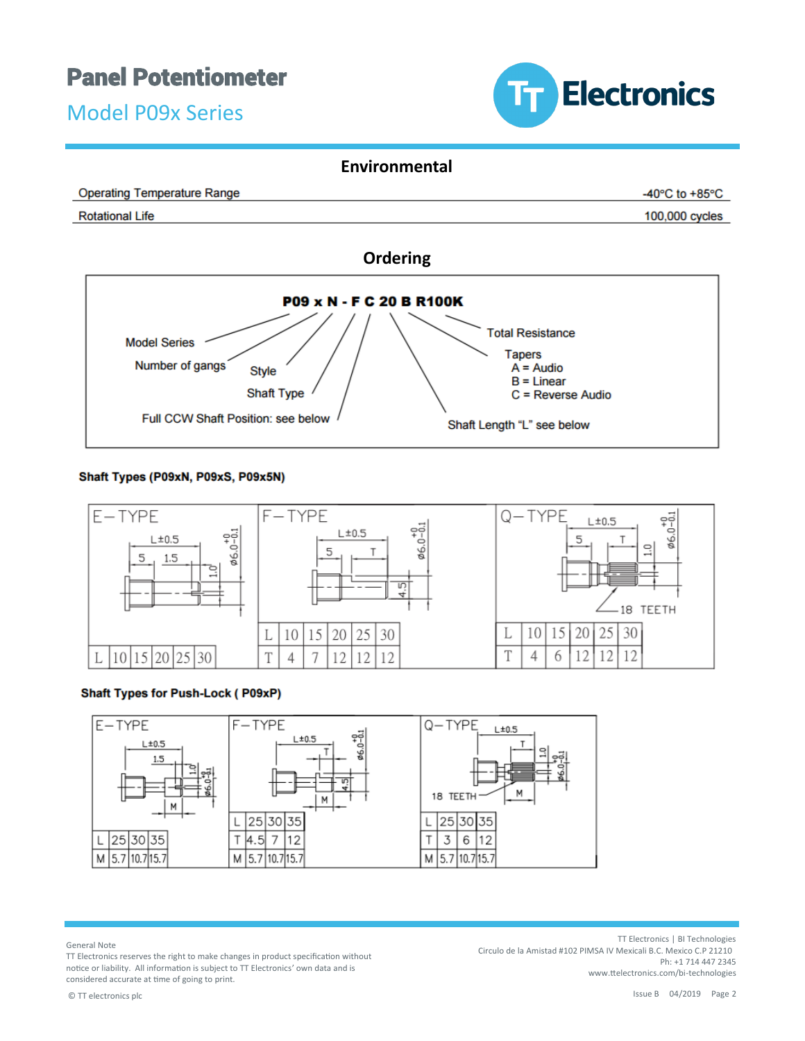# Panel Potentiometer

## Model P09x Series

### Environmental

| | |
|---|---|
| Operating Temperature Range | -40°C to +85°C |
| Rotational Life | 100,000 cycles |

### Ordering

**P09 x N - F C 20 B R100K**

- Model Series
- Number of gangs
- Style
- Shaft Type
- Full CCW Shaft Position: see below
- Shaft Length "L" see below
- Tapers
  - A = Audio
  - B = Linear
  - C = Reverse Audio
- Total Resistance

**Shaft Types (P09xN, P09xS, P09x5N)**

E–TYPE

| L | 10 | 15 | 20 | 25 | 30 |
|---|---|---|---|---|---|

F–TYPE

| L | 10 | 15 | 20 | 25 | 30 |
|---|---|---|---|---|---|
| T | 4 | 7 | 12 | 12 | 12 |

Q–TYPE (18 TEETH)

| L | 10 | 15 | 20 | 25 | 30 |
|---|---|---|---|---|---|
| T | 4 | 6 | 12 | 12 | 12 |

**Shaft Types for Push-Lock ( P09xP)**

E–TYPE

| L | 25 | 30 | 35 |
|---|---|---|---|
| M | 5.7 | 10.7 | 15.7 |

F–TYPE

| L | 25 | 30 | 35 |
|---|---|---|---|
| T | 4.5 | 7 | 12 |
| M | 5.7 | 10.7 | 15.7 |

Q–TYPE (18 TEETH)

| L | 25 | 30 | 35 |
|---|---|---|---|
| T | 3 | 6 | 12 |
| M | 5.7 | 10.7 | 15.7 |

General Note
TT Electronics reserves the right to make changes in product specification without notice or liability. All information is subject to TT Electronics' own data and is considered accurate at time of going to print.

© TT electronics plc

TT Electronics | BI Technologies
Circulo de la Amistad #102 PIMSA IV Mexicali B.C. Mexico C.P 21210
Ph: +1 714 447 2345
www.ttelectronics.com/bi-technologies

Issue B 04/2019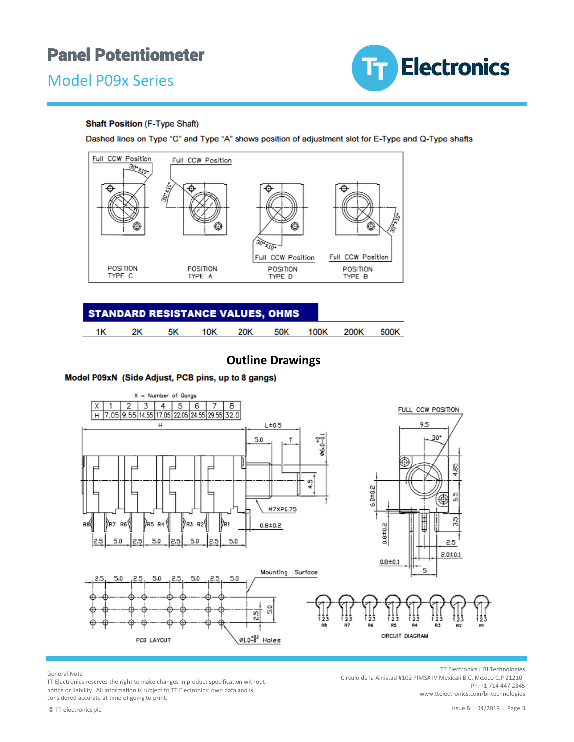**Shaft Position** (F-Type Shaft)

Dashed lines on Type "C" and Type "A" shows position of adjustment slot for E-Type and Q-Type shafts

Full CCW Position 30°±10° — POSITION TYPE C

Full CCW Position 30°±10° — POSITION TYPE A

30°±10° Full CCW Position — POSITION TYPE D

30°±10° Full CCW Position — POSITION TYPE B

| STANDARD RESISTANCE VALUES, OHMS | | | | | | | | |
|---|---|---|---|---|---|---|---|---|
| 1K | 2K | 5K | 10K | 20K | 50K | 100K | 200K | 500K |

## Outline Drawings

### Model P09xN (Side Adjust, PCB pins, up to 8 gangs)

X = Number of Gangs

| X | 1 | 2 | 3 | 4 | 5 | 6 | 7 | 8 |
|---|---|---|---|---|---|---|---|---|
| H | 7.05 | 9.55 | 14.55 | 17.05 | 22.05 | 24.55 | 29.55 | 32.0 |

H, L±0.5, 5.0, T, Ø6.0$^{+0}_{-0.1}$, 4.5, M7XP0.75, 0.8±0.2, R8, R7, R6, R5, R4, R3, R2, R1, 2.5, 5.0

FULL CCW POSITION, 9.5, 30°, 4.85, 6.5, 3.5, 6.0±0.2, 0.8±0.2, 2.5, 2.0±0.1, 0.8±0.1, 5

Mounting Surface, 2.5, 5.0, Ø1.0$^{+0.1}_{-0}$ Holes

PCB LAYOUT

CIRCUIT DIAGRAM (R8, R7, R6, R5, R4, R3, R2, R1; pins 1 2 3)

General Note
TT Electronics reserves the right to make changes in product specification without notice or liability. All information is subject to TT Electronics' own data and is considered accurate at time of going to print.

© TT electronics plc

TT Electronics | BI Technologies
Circulo de la Amistad #102 PIMSA IV Mexicali B.C. Mexico C.P 21210
Ph: +1 714 447 2345
www.ttelectronics.com/bi-technologies

Issue B 04/2019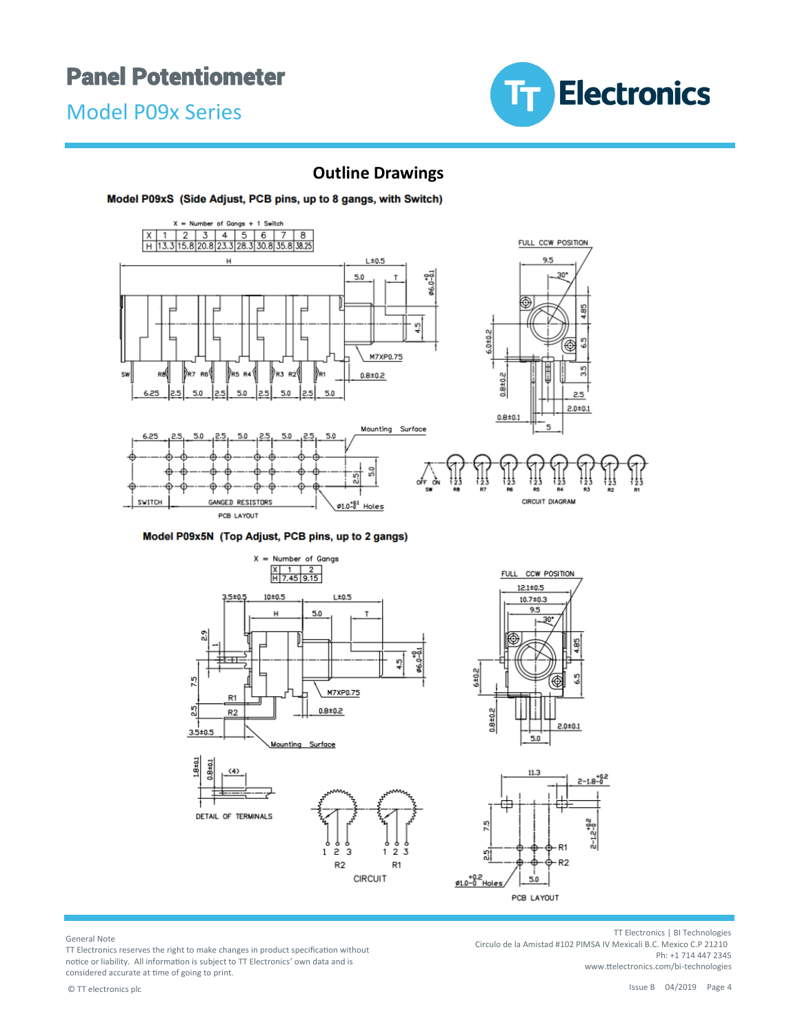## Outline Drawings

### Model P09xS (Side Adjust, PCB pins, up to 8 gangs, with Switch)

X = Number of Gangs + 1 Switch

| X | 1 | 2 | 3 | 4 | 5 | 6 | 7 | 8 |
|---|---|---|---|---|---|---|---|---|
| H | 13.3 | 15.8 | 20.8 | 23.3 | 28.3 | 30.8 | 35.8 | 38.25 |

### Model P09x5N (Top Adjust, PCB pins, up to 2 gangs)

X = Number of Gangs

| X | 1 | 2 |
|---|---|---|
| H | 7.45 | 9.15 |

General Note
TT Electronics reserves the right to make changes in product specification without notice or liability. All information is subject to TT Electronics' own data and is considered accurate at time of going to print.

© TT electronics plc

TT Electronics | BI Technologies
Circulo de la Amistad #102 PIMSA IV Mexicali B.C. Mexico C.P 21210
Ph: +1 714 447 2345
www.ttelectronics.com/bi-technologies

Issue B 04/2019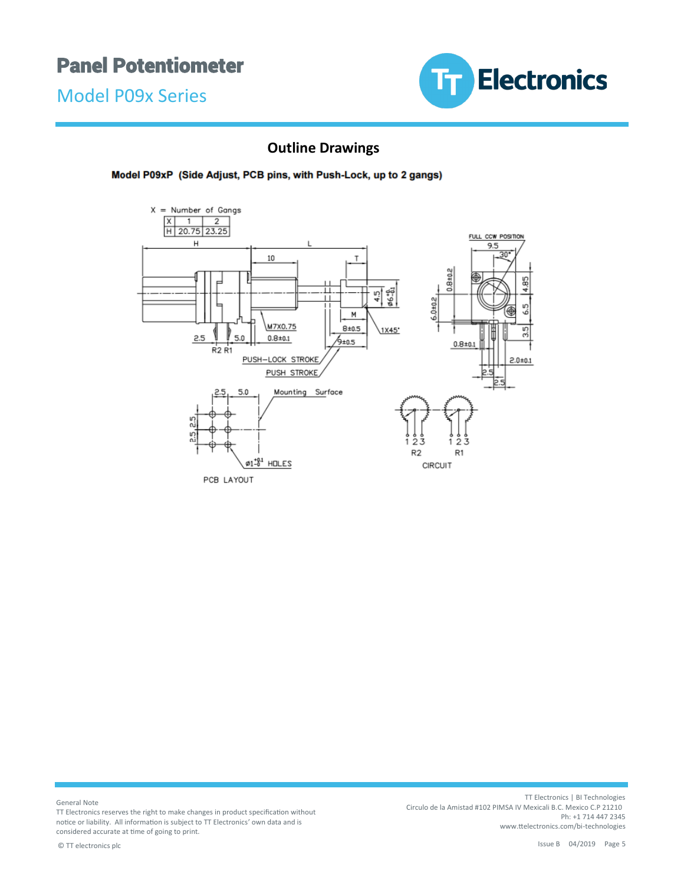## Outline Drawings

**Model P09xP (Side Adjust, PCB pins, with Push-Lock, up to 2 gangs)**

X = Number of Gangs

| X | 1 | 2 |
|---|---|---|
| H | 20.75 | 23.25 |

PCB LAYOUT

CIRCUIT

General Note
TT Electronics reserves the right to make changes in product specification without notice or liability. All information is subject to TT Electronics' own data and is considered accurate at time of going to print.

© TT electronics plc

TT Electronics | BI Technologies
Circulo de la Amistad #102 PIMSA IV Mexicali B.C. Mexico C.P 21210
Ph: +1 714 447 2345
www.ttelectronics.com/bi-technologies

Issue B 04/2019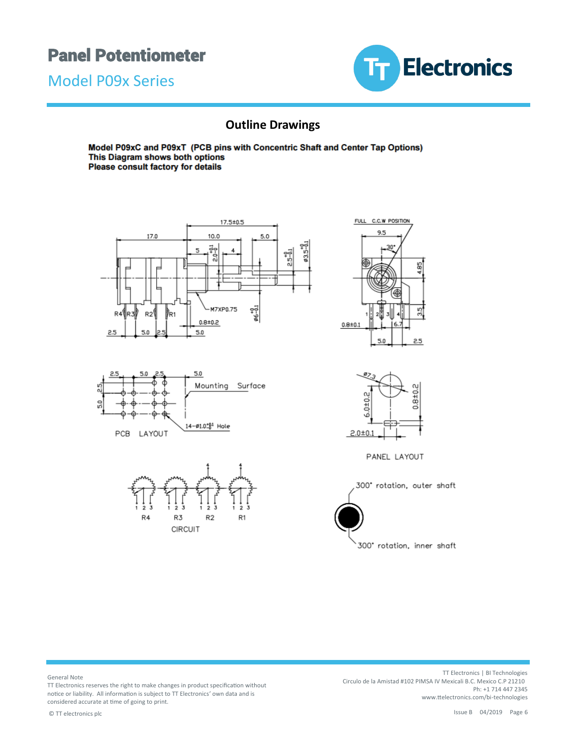# Panel Potentiometer

## Model P09x Series

### Outline Drawings

**Model P09xC and P09xT (PCB pins with Concentric Shaft and Center Tap Options)**
**This Diagram shows both options**
**Please consult factory for details**

17.5±0.5

17.0 10.0 5.0

5 4

M7XP0.75

R4 R3 R2 R1

0.8±0.2

2.5 5.0 2.5 5.0

FULL C.C.W POSITION

9.5

30°

4.85

3.5

1 2 3 4

0.8±0.1

6.7

5.0 2.5

2.5 5.0 2.5 5.0

2.5

5.0

Mounting Surface

14-ø1.0 Hole

PCB LAYOUT

ø7.3

6.0±0.2

0.8±0.2

2.0±0.1

PANEL LAYOUT

R4 R3 R2 R1

CIRCUIT

300° rotation, outer shaft

300° rotation, inner shaft

General Note
TT Electronics reserves the right to make changes in product specification without notice or liability. All information is subject to TT Electronics' own data and is considered accurate at time of going to print.

© TT electronics plc

TT Electronics | BI Technologies
Circulo de la Amistad #102 PIMSA IV Mexicali B.C. Mexico C.P 21210
Ph: +1 714 447 2345
www.ttelectronics.com/bi-technologies

Issue B 04/2019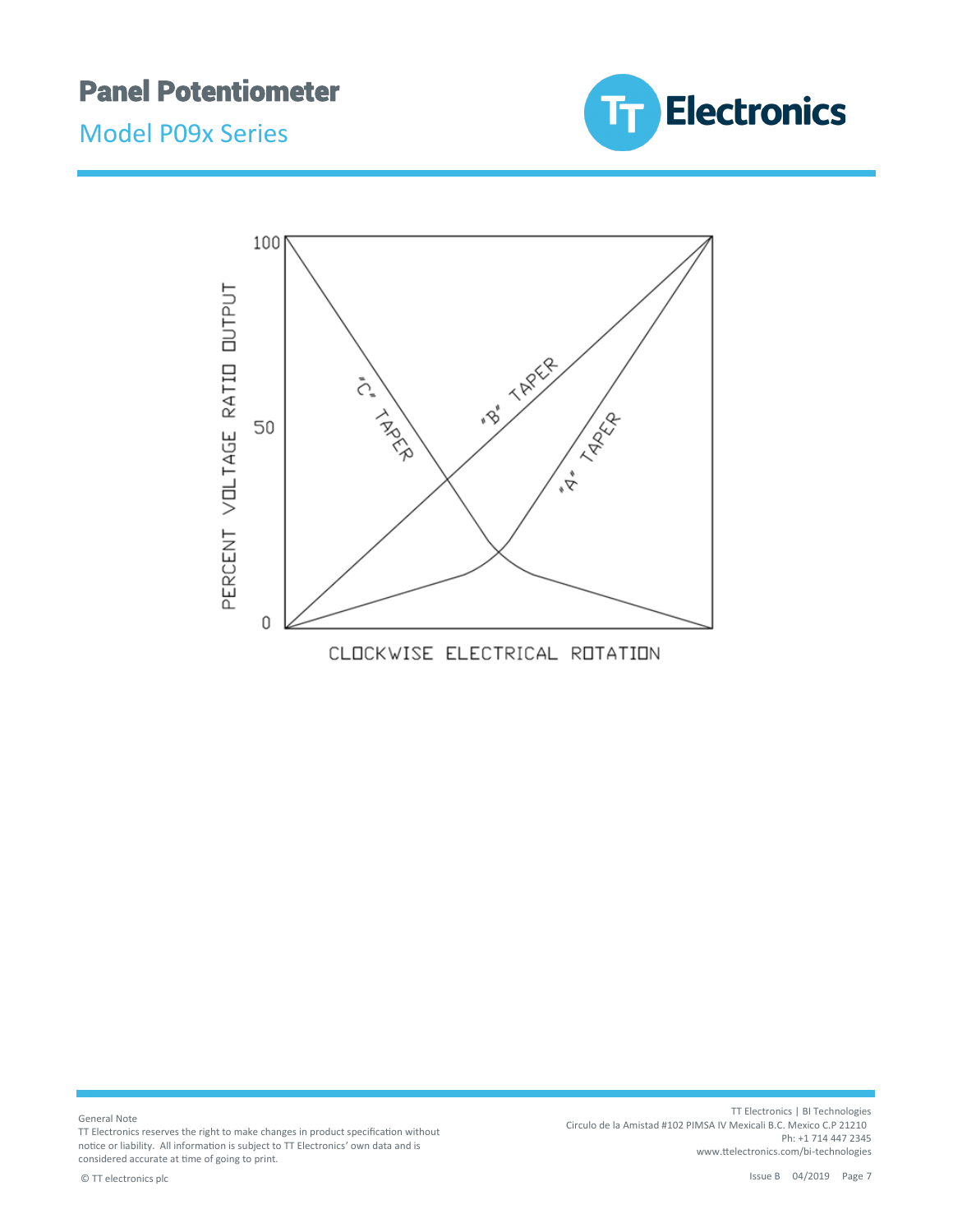100

50

0

PERCENT VOLTAGE RATIO OUTPUT

"C" TAPER

"B" TAPER

"A" TAPER

CLOCKWISE ELECTRICAL ROTATION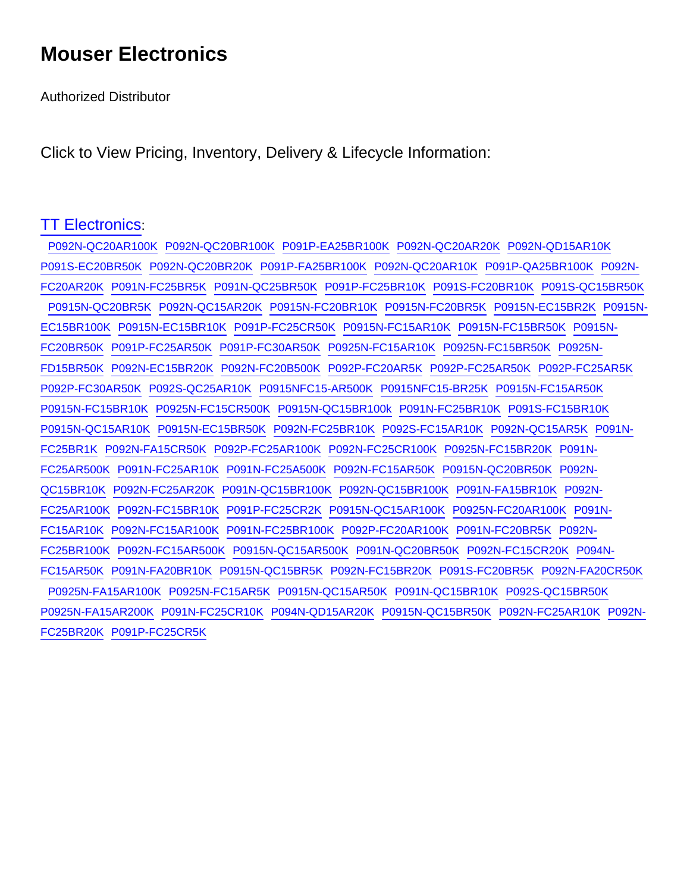# Mouser Electronics

Authorized Distributor

Click to View Pricing, Inventory, Delivery & Lifecycle Information:

TT Electronics:

P092N-QC20AR100K P092N-QC20BR100K P091P-EA25BR100K P092N-QC20AR20K P092N-QD15AR10K P091S-EC20BR50K P092N-QC20BR20K P091P-FA25BR100K P092N-QC20AR10K P091P-QA25BR100K P092N-FC20AR20K P091N-FC25BR5K P091N-QC25BR50K P091P-FC25BR10K P091S-FC20BR10K P091S-QC15BR50K P0915N-QC20BR5K P092N-QC15AR20K P0915N-FC20BR10K P0915N-FC20BR5K P0915N-EC15BR2K P0915N-EC15BR100K P0915N-EC15BR10K P091P-FC25CR50K P0915N-FC15AR10K P0915N-FC15BR50K P0915N-FC20BR50K P091P-FC25AR50K P091P-FC30AR50K P0925N-FC15AR10K P0925N-FC15BR50K P0925N-FD15BR50K P092N-EC15BR20K P092N-FC20B500K P092P-FC20AR5K P092P-FC25AR50K P092P-FC25AR5K P092P-FC30AR50K P092S-QC25AR10K P0915NFC15-AR500K P0915NFC15-BR25K P0915N-FC15AR50K P0915N-FC15BR10K P0925N-FC15CR500K P0915N-QC15BR100k P091N-FC25BR10K P091S-FC15BR10K P0915N-QC15AR10K P0915N-EC15BR50K P092N-FC25BR10K P092S-FC15AR10K P092N-QC15AR5K P091N-FC25BR1K P092N-FA15CR50K P092P-FC25AR100K P092N-FC25CR100K P0925N-FC15BR20K P091N-FC25AR500K P091N-FC25AR10K P091N-FC25A500K P092N-FC15AR50K P0915N-QC20BR50K P092N-QC15BR10K P092N-FC25AR20K P091N-QC15BR100K P092N-QC15BR100K P091N-FA15BR10K P092N-FC25AR100K P092N-FC15BR10K P091P-FC25CR2K P0915N-QC15AR100K P0925N-FC20AR100K P091N-FC15AR10K P092N-FC15AR100K P091N-FC25BR100K P092P-FC20AR100K P091N-FC20BR5K P092N-FC25BR100K P092N-FC15AR500K P0915N-QC15AR500K P091N-QC20BR50K P092N-FC15CR20K P094N-FC15AR50K P091N-FA20BR10K P0915N-QC15BR5K P092N-FC15BR20K P091S-FC20BR5K P092N-FA20CR50K P0925N-FA15AR100K P0925N-FC15AR5K P0915N-QC15AR50K P091N-QC15BR10K P092S-QC15BR50K P0925N-FA15AR200K P091N-FC25CR10K P094N-QD15AR20K P0915N-QC15BR50K P092N-FC25AR10K P092N-FC25BR20K P091P-FC25CR5K